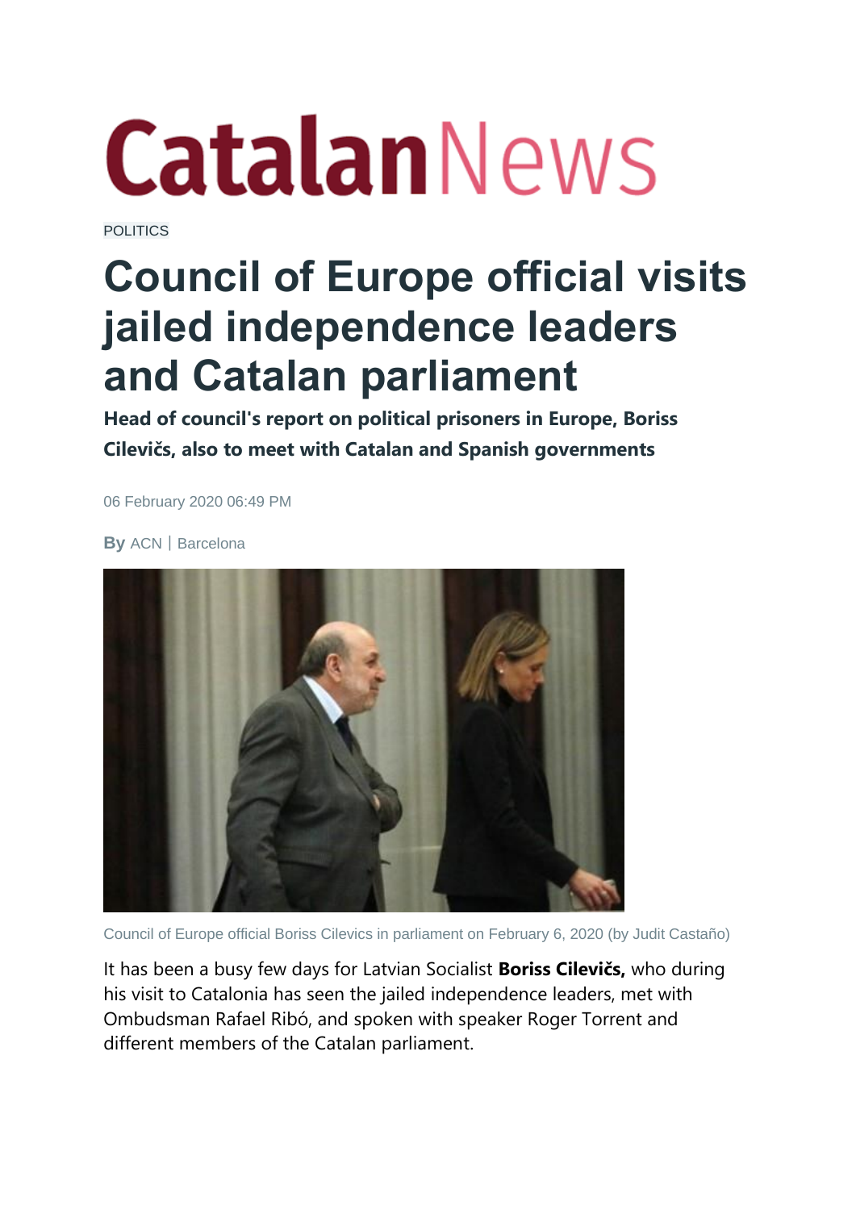CatalanNews

POLITICS

# Council of Europe official visits jailed independence leaders and Catalan parliament

**Head of council's report on political prisoners in Europe, Boriss Cilevičs, also to meet with Catalan and Spanish governments**

06 February 2020 06:49 PM

**By** ACN | Barcelona

Council of Europe official Boriss Cilevics in parliament on February 6, 2020 (by Judit Castaño)

It has been a busy few days for Latvian Socialist **Boriss Cilevičs,** who during his visit to Catalonia has seen the jailed independence leaders, met with Ombudsman Rafael Ribó, and spoken with speaker Roger Torrent and different members of the Catalan parliament.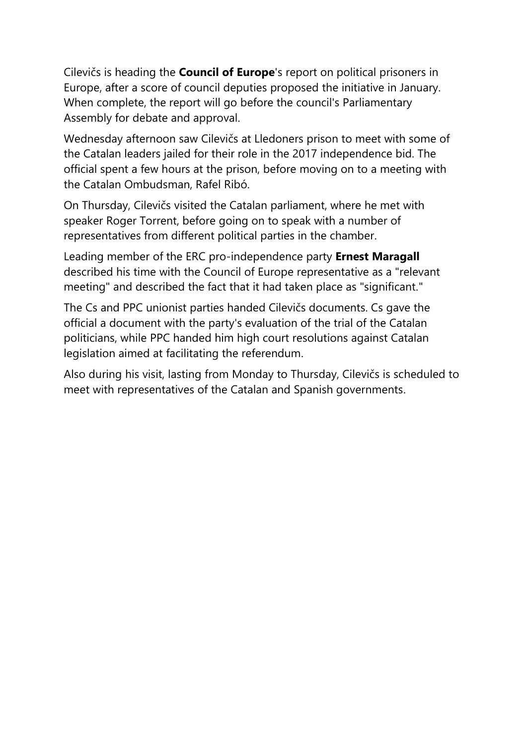Cilevičs is heading the **Council of Europe**'s report on political prisoners in Europe, after a score of council deputies proposed the initiative in January. When complete, the report will go before the council's Parliamentary Assembly for debate and approval.

Wednesday afternoon saw Cilevičs at Lledoners prison to meet with some of the Catalan leaders jailed for their role in the 2017 independence bid. The official spent a few hours at the prison, before moving on to a meeting with the Catalan Ombudsman, Rafel Ribó.

On Thursday, Cilevičs visited the Catalan parliament, where he met with speaker Roger Torrent, before going on to speak with a number of representatives from different political parties in the chamber.

Leading member of the ERC pro-independence party **Ernest Maragall** described his time with the Council of Europe representative as a "relevant meeting" and described the fact that it had taken place as "significant."

The Cs and PPC unionist parties handed Cilevičs documents. Cs gave the official a document with the party's evaluation of the trial of the Catalan politicians, while PPC handed him high court resolutions against Catalan legislation aimed at facilitating the referendum.

Also during his visit, lasting from Monday to Thursday, Cilevičs is scheduled to meet with representatives of the Catalan and Spanish governments.